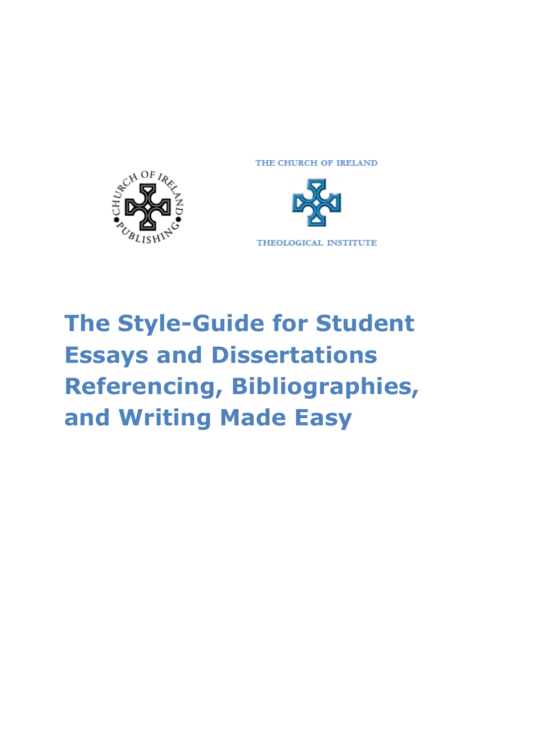THE CHURCH OF IRELAND

THEOLOGICAL INSTITUTE

# The Style-Guide for Student Essays and Dissertations Referencing, Bibliographies, and Writing Made Easy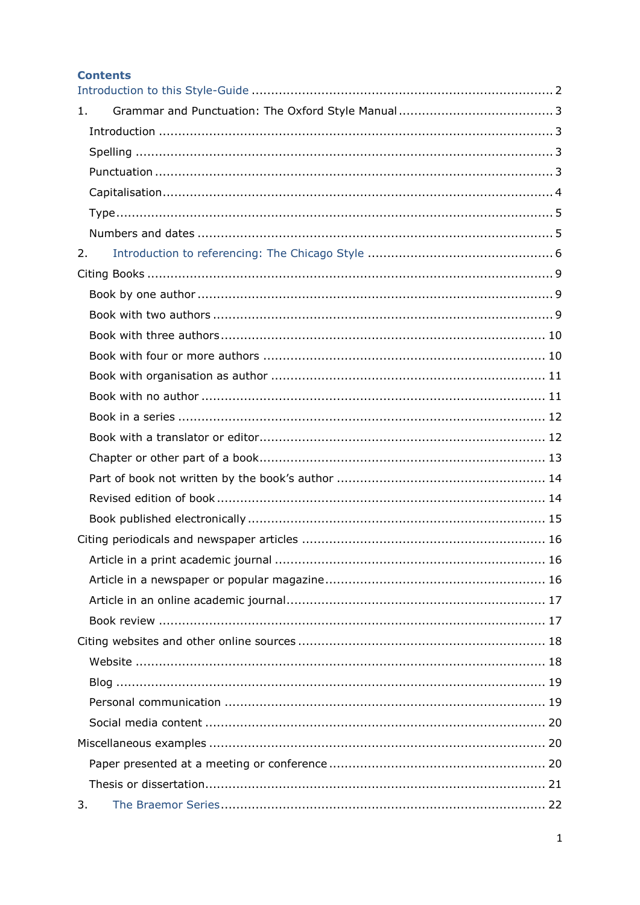## Contents

Introduction to this Style-Guide ..... 2

1. Grammar and Punctuation: The Oxford Style Manual ..... 3
   - Introduction ..... 3
   - Spelling ..... 3
   - Punctuation ..... 3
   - Capitalisation ..... 4
   - Type ..... 5
   - Numbers and dates ..... 5

2. Introduction to referencing: The Chicago Style ..... 6

Citing Books ..... 9
- Book by one author ..... 9
- Book with two authors ..... 9
- Book with three authors ..... 10
- Book with four or more authors ..... 10
- Book with organisation as author ..... 11
- Book with no author ..... 11
- Book in a series ..... 12
- Book with a translator or editor ..... 12
- Chapter or other part of a book ..... 13
- Part of book not written by the book's author ..... 14
- Revised edition of book ..... 14
- Book published electronically ..... 15

Citing periodicals and newspaper articles ..... 16
- Article in a print academic journal ..... 16
- Article in a newspaper or popular magazine ..... 16
- Article in an online academic journal ..... 17
- Book review ..... 17

Citing websites and other online sources ..... 18
- Website ..... 18
- Blog ..... 19
- Personal communication ..... 19
- Social media content ..... 20

Miscellaneous examples ..... 20
- Paper presented at a meeting or conference ..... 20
- Thesis or dissertation ..... 21

3. The Braemor Series ..... 22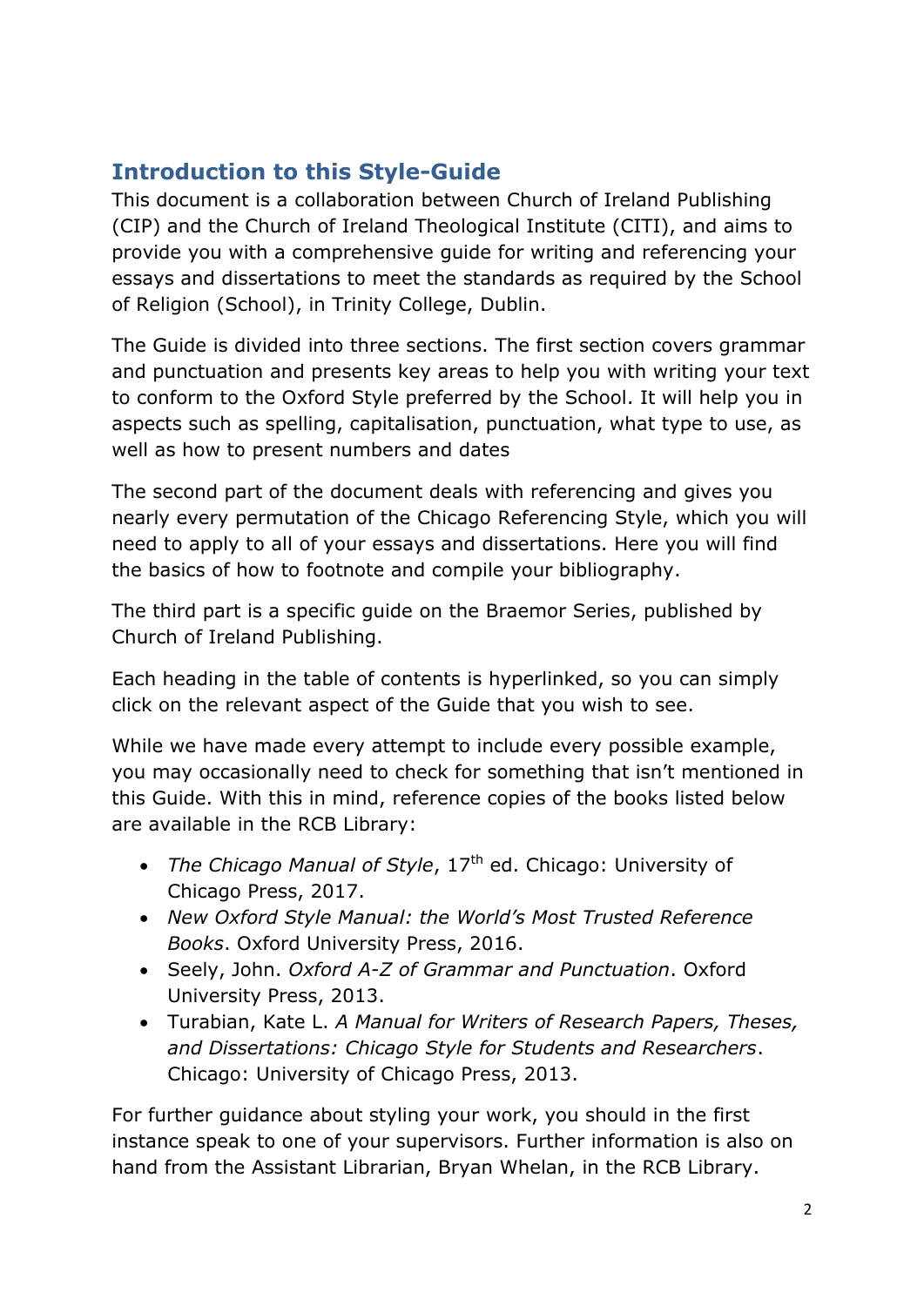## Introduction to this Style-Guide

This document is a collaboration between Church of Ireland Publishing (CIP) and the Church of Ireland Theological Institute (CITI), and aims to provide you with a comprehensive guide for writing and referencing your essays and dissertations to meet the standards as required by the School of Religion (School), in Trinity College, Dublin.

The Guide is divided into three sections. The first section covers grammar and punctuation and presents key areas to help you with writing your text to conform to the Oxford Style preferred by the School. It will help you in aspects such as spelling, capitalisation, punctuation, what type to use, as well as how to present numbers and dates

The second part of the document deals with referencing and gives you nearly every permutation of the Chicago Referencing Style, which you will need to apply to all of your essays and dissertations. Here you will find the basics of how to footnote and compile your bibliography.

The third part is a specific guide on the Braemor Series, published by Church of Ireland Publishing.

Each heading in the table of contents is hyperlinked, so you can simply click on the relevant aspect of the Guide that you wish to see.

While we have made every attempt to include every possible example, you may occasionally need to check for something that isn't mentioned in this Guide. With this in mind, reference copies of the books listed below are available in the RCB Library:

- *The Chicago Manual of Style*, 17th ed. Chicago: University of Chicago Press, 2017.
- *New Oxford Style Manual: the World's Most Trusted Reference Books*. Oxford University Press, 2016.
- Seely, John. *Oxford A-Z of Grammar and Punctuation*. Oxford University Press, 2013.
- Turabian, Kate L. *A Manual for Writers of Research Papers, Theses, and Dissertations: Chicago Style for Students and Researchers*. Chicago: University of Chicago Press, 2013.

For further guidance about styling your work, you should in the first instance speak to one of your supervisors. Further information is also on hand from the Assistant Librarian, Bryan Whelan, in the RCB Library.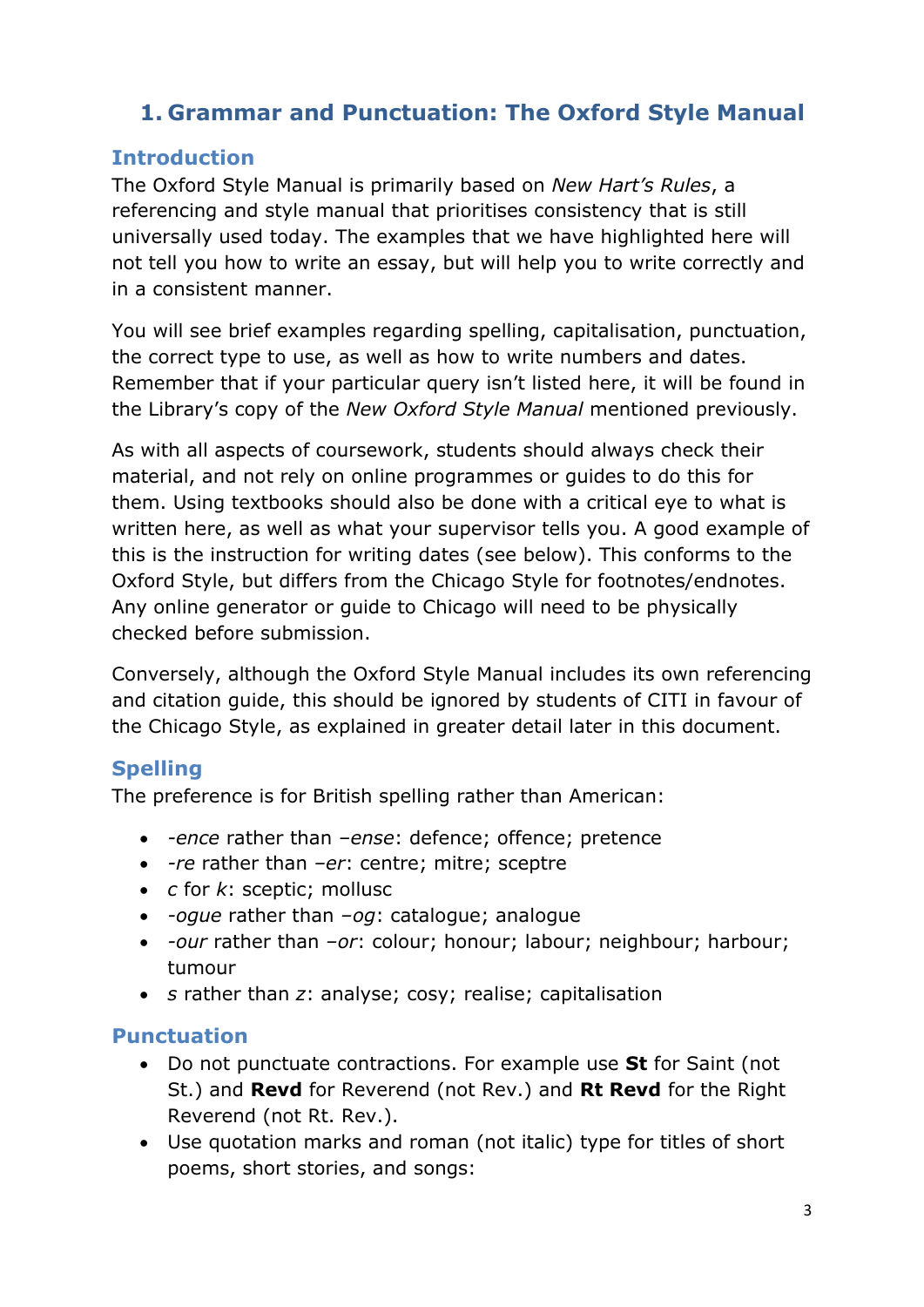## 1. Grammar and Punctuation: The Oxford Style Manual

### Introduction

The Oxford Style Manual is primarily based on *New Hart's Rules*, a referencing and style manual that prioritises consistency that is still universally used today. The examples that we have highlighted here will not tell you how to write an essay, but will help you to write correctly and in a consistent manner.

You will see brief examples regarding spelling, capitalisation, punctuation, the correct type to use, as well as how to write numbers and dates. Remember that if your particular query isn't listed here, it will be found in the Library's copy of the *New Oxford Style Manual* mentioned previously.

As with all aspects of coursework, students should always check their material, and not rely on online programmes or guides to do this for them. Using textbooks should also be done with a critical eye to what is written here, as well as what your supervisor tells you. A good example of this is the instruction for writing dates (see below). This conforms to the Oxford Style, but differs from the Chicago Style for footnotes/endnotes. Any online generator or guide to Chicago will need to be physically checked before submission.

Conversely, although the Oxford Style Manual includes its own referencing and citation guide, this should be ignored by students of CITI in favour of the Chicago Style, as explained in greater detail later in this document.

### Spelling

The preference is for British spelling rather than American:

- *-ence* rather than –*ense*: defence; offence; pretence
- *-re* rather than –*er*: centre; mitre; sceptre
- *c* for *k*: sceptic; mollusc
- *-ogue* rather than –*og*: catalogue; analogue
- *-our* rather than –*or*: colour; honour; labour; neighbour; harbour; tumour
- *s* rather than *z*: analyse; cosy; realise; capitalisation

### Punctuation

- Do not punctuate contractions. For example use **St** for Saint (not St.) and **Revd** for Reverend (not Rev.) and **Rt Revd** for the Right Reverend (not Rt. Rev.).
- Use quotation marks and roman (not italic) type for titles of short poems, short stories, and songs: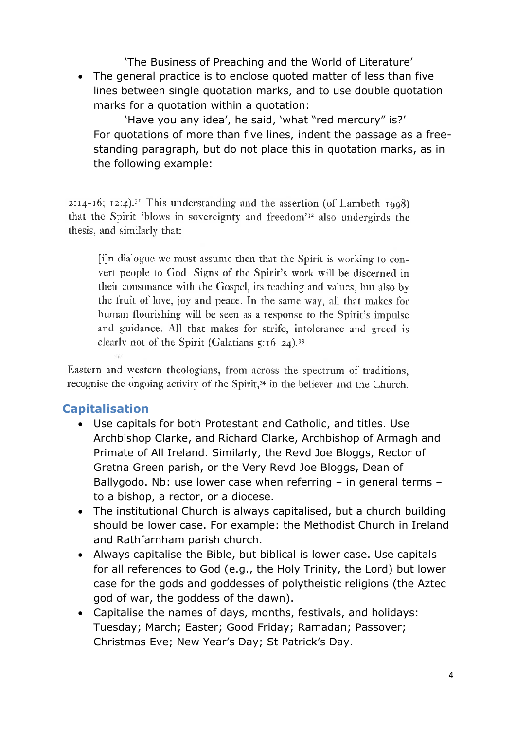'The Business of Preaching and the World of Literature'

- The general practice is to enclose quoted matter of less than five lines between single quotation marks, and to use double quotation marks for a quotation within a quotation:

  'Have you any idea', he said, 'what "red mercury" is?'

  For quotations of more than five lines, indent the passage as a free-standing paragraph, but do not place this in quotation marks, as in the following example:

2:14-16; 12:4).[31] This understanding and the assertion (of Lambeth 1998) that the Spirit 'blows in sovereignty and freedom'[32] also undergirds the thesis, and similarly that:

> [i]n dialogue we must assume then that the Spirit is working to convert people to God. Signs of the Spirit's work will be discerned in their consonance with the Gospel, its teaching and values, but also by the fruit of love, joy and peace. In the same way, all that makes for human flourishing will be seen as a response to the Spirit's impulse and guidance. All that makes for strife, intolerance and greed is clearly not of the Spirit (Galatians 5:16–24).[33]

Eastern and western theologians, from across the spectrum of traditions, recognise the ongoing activity of the Spirit,[34] in the believer and the Church.

## Capitalisation

- Use capitals for both Protestant and Catholic, and titles. Use Archbishop Clarke, and Richard Clarke, Archbishop of Armagh and Primate of All Ireland. Similarly, the Revd Joe Bloggs, Rector of Gretna Green parish, or the Very Revd Joe Bloggs, Dean of Ballygodo. Nb: use lower case when referring – in general terms – to a bishop, a rector, or a diocese.
- The institutional Church is always capitalised, but a church building should be lower case. For example: the Methodist Church in Ireland and Rathfarnham parish church.
- Always capitalise the Bible, but biblical is lower case. Use capitals for all references to God (e.g., the Holy Trinity, the Lord) but lower case for the gods and goddesses of polytheistic religions (the Aztec god of war, the goddess of the dawn).
- Capitalise the names of days, months, festivals, and holidays: Tuesday; March; Easter; Good Friday; Ramadan; Passover; Christmas Eve; New Year's Day; St Patrick's Day.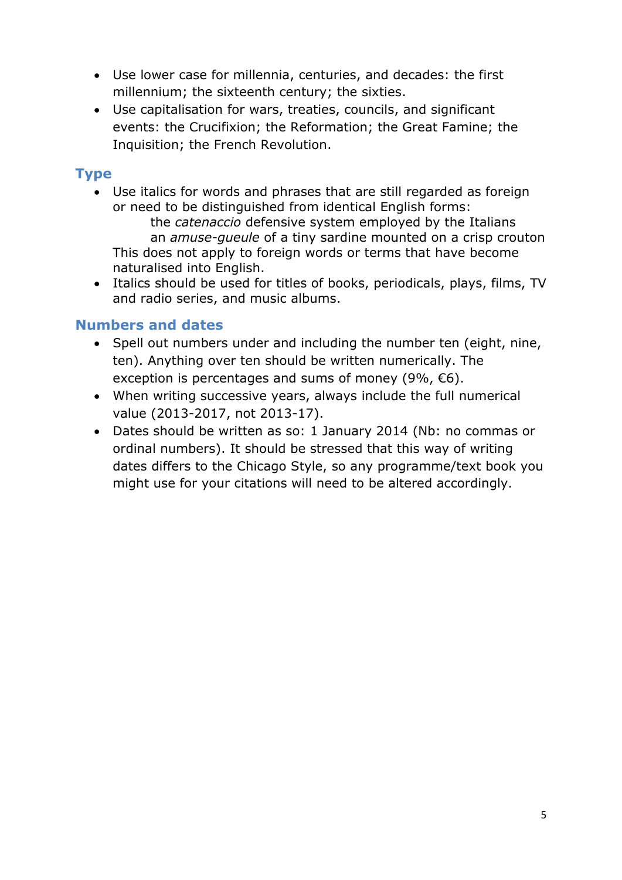- Use lower case for millennia, centuries, and decades: the first millennium; the sixteenth century; the sixties.
- Use capitalisation for wars, treaties, councils, and significant events: the Crucifixion; the Reformation; the Great Famine; the Inquisition; the French Revolution.

## Type

- Use italics for words and phrases that are still regarded as foreign or need to be distinguished from identical English forms:

  the *catenaccio* defensive system employed by the Italians

  an *amuse-gueule* of a tiny sardine mounted on a crisp crouton

  This does not apply to foreign words or terms that have become naturalised into English.
- Italics should be used for titles of books, periodicals, plays, films, TV and radio series, and music albums.

## Numbers and dates

- Spell out numbers under and including the number ten (eight, nine, ten). Anything over ten should be written numerically. The exception is percentages and sums of money (9%, €6).
- When writing successive years, always include the full numerical value (2013-2017, not 2013-17).
- Dates should be written as so: 1 January 2014 (Nb: no commas or ordinal numbers). It should be stressed that this way of writing dates differs to the Chicago Style, so any programme/text book you might use for your citations will need to be altered accordingly.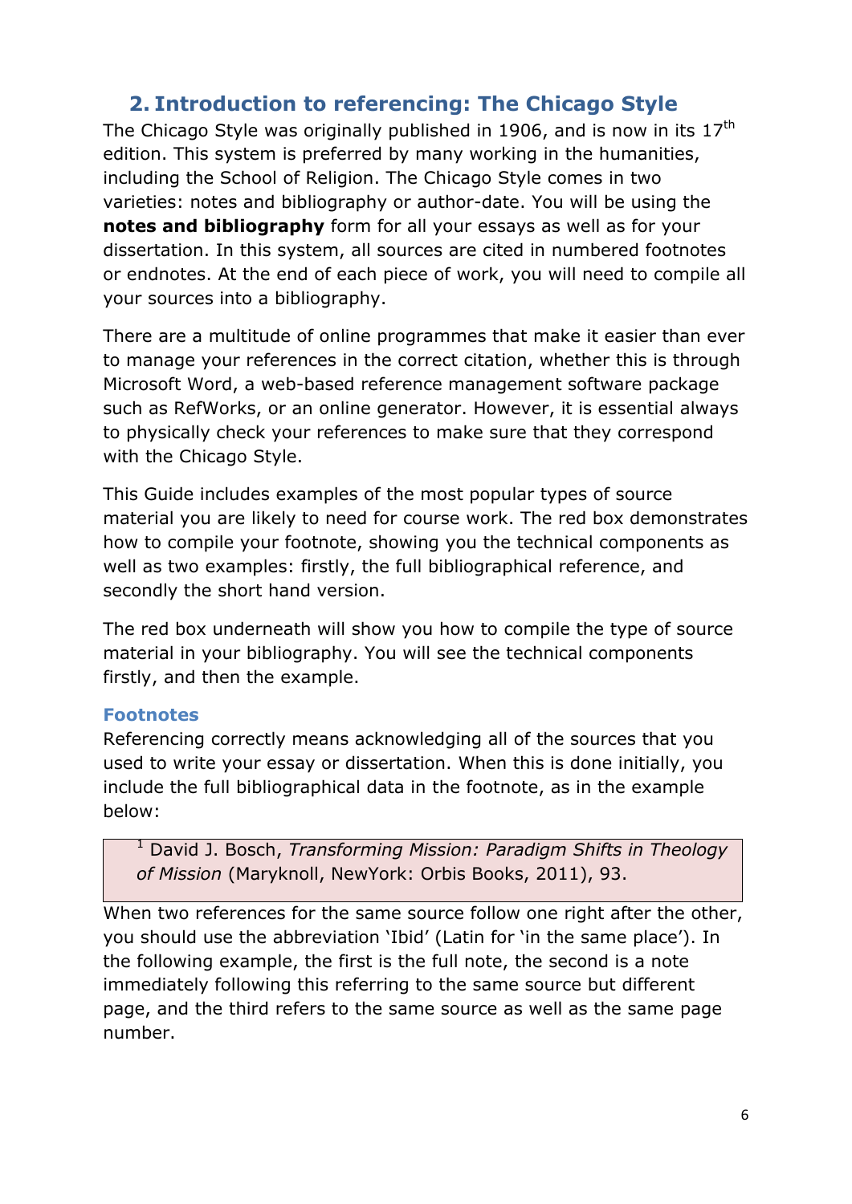## 2. Introduction to referencing: The Chicago Style

The Chicago Style was originally published in 1906, and is now in its 17th edition. This system is preferred by many working in the humanities, including the School of Religion. The Chicago Style comes in two varieties: notes and bibliography or author-date. You will be using the **notes and bibliography** form for all your essays as well as for your dissertation. In this system, all sources are cited in numbered footnotes or endnotes. At the end of each piece of work, you will need to compile all your sources into a bibliography.

There are a multitude of online programmes that make it easier than ever to manage your references in the correct citation, whether this is through Microsoft Word, a web-based reference management software package such as RefWorks, or an online generator. However, it is essential always to physically check your references to make sure that they correspond with the Chicago Style.

This Guide includes examples of the most popular types of source material you are likely to need for course work. The red box demonstrates how to compile your footnote, showing you the technical components as well as two examples: firstly, the full bibliographical reference, and secondly the short hand version.

The red box underneath will show you how to compile the type of source material in your bibliography. You will see the technical components firstly, and then the example.

### Footnotes

Referencing correctly means acknowledging all of the sources that you used to write your essay or dissertation. When this is done initially, you include the full bibliographical data in the footnote, as in the example below:

> [1] David J. Bosch, *Transforming Mission: Paradigm Shifts in Theology of Mission* (Maryknoll, NewYork: Orbis Books, 2011), 93.

When two references for the same source follow one right after the other, you should use the abbreviation 'Ibid' (Latin for 'in the same place'). In the following example, the first is the full note, the second is a note immediately following this referring to the same source but different page, and the third refers to the same source as well as the same page number.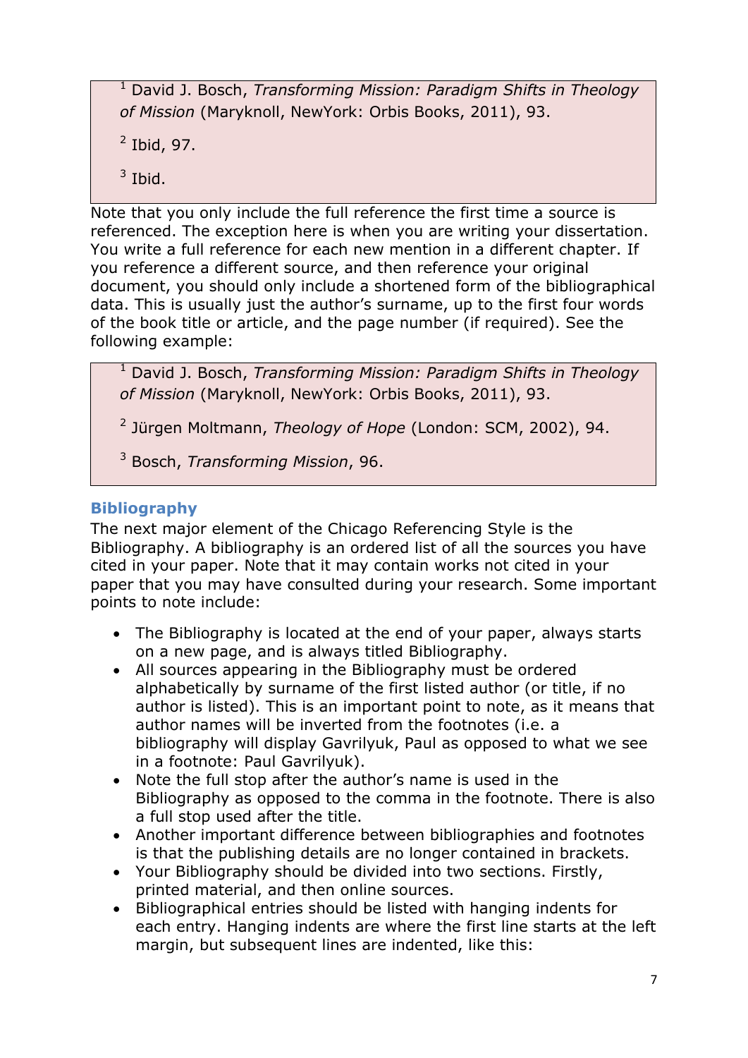[1] David J. Bosch, *Transforming Mission: Paradigm Shifts in Theology of Mission* (Maryknoll, NewYork: Orbis Books, 2011), 93.

[2] Ibid, 97.

[3] Ibid.

Note that you only include the full reference the first time a source is referenced. The exception here is when you are writing your dissertation. You write a full reference for each new mention in a different chapter. If you reference a different source, and then reference your original document, you should only include a shortened form of the bibliographical data. This is usually just the author's surname, up to the first four words of the book title or article, and the page number (if required). See the following example:

[1] David J. Bosch, *Transforming Mission: Paradigm Shifts in Theology of Mission* (Maryknoll, NewYork: Orbis Books, 2011), 93.

[2] Jürgen Moltmann, *Theology of Hope* (London: SCM, 2002), 94.

[3] Bosch, *Transforming Mission*, 96.

## Bibliography

The next major element of the Chicago Referencing Style is the Bibliography. A bibliography is an ordered list of all the sources you have cited in your paper. Note that it may contain works not cited in your paper that you may have consulted during your research. Some important points to note include:

- The Bibliography is located at the end of your paper, always starts on a new page, and is always titled Bibliography.
- All sources appearing in the Bibliography must be ordered alphabetically by surname of the first listed author (or title, if no author is listed). This is an important point to note, as it means that author names will be inverted from the footnotes (i.e. a bibliography will display Gavrilyuk, Paul as opposed to what we see in a footnote: Paul Gavrilyuk).
- Note the full stop after the author's name is used in the Bibliography as opposed to the comma in the footnote. There is also a full stop used after the title.
- Another important difference between bibliographies and footnotes is that the publishing details are no longer contained in brackets.
- Your Bibliography should be divided into two sections. Firstly, printed material, and then online sources.
- Bibliographical entries should be listed with hanging indents for each entry. Hanging indents are where the first line starts at the left margin, but subsequent lines are indented, like this: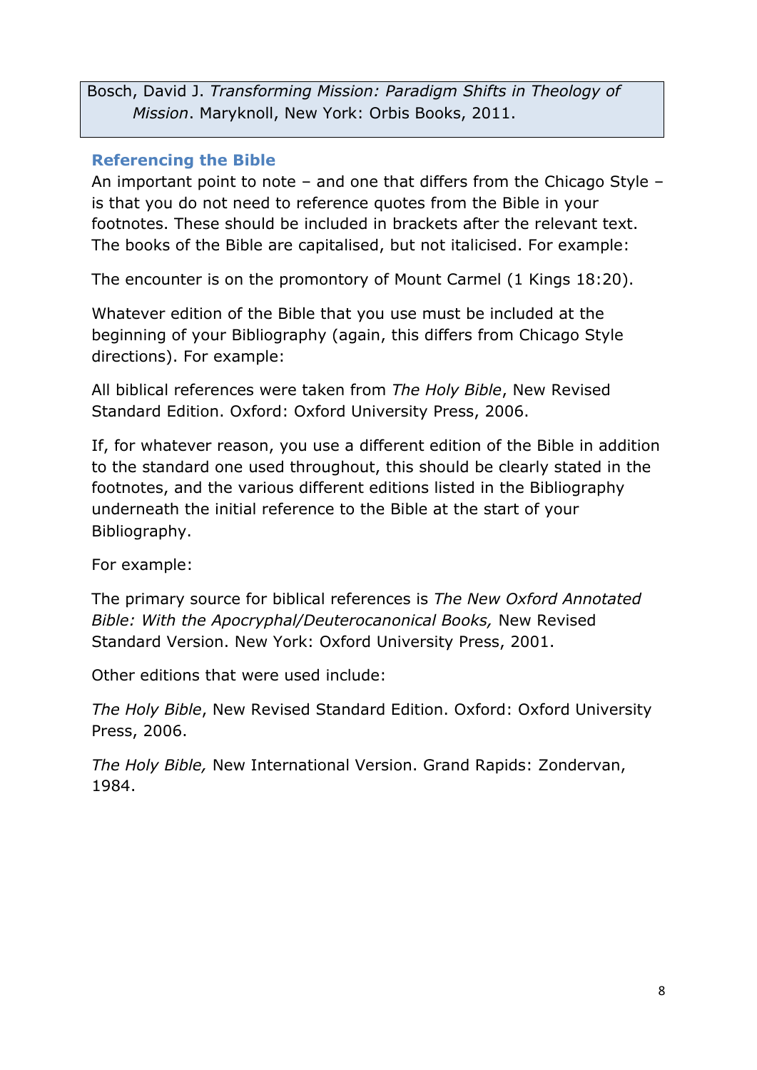Bosch, David J. *Transforming Mission: Paradigm Shifts in Theology of Mission*. Maryknoll, New York: Orbis Books, 2011.

### Referencing the Bible

An important point to note – and one that differs from the Chicago Style – is that you do not need to reference quotes from the Bible in your footnotes. These should be included in brackets after the relevant text. The books of the Bible are capitalised, but not italicised. For example:

The encounter is on the promontory of Mount Carmel (1 Kings 18:20).

Whatever edition of the Bible that you use must be included at the beginning of your Bibliography (again, this differs from Chicago Style directions). For example:

All biblical references were taken from *The Holy Bible*, New Revised Standard Edition. Oxford: Oxford University Press, 2006.

If, for whatever reason, you use a different edition of the Bible in addition to the standard one used throughout, this should be clearly stated in the footnotes, and the various different editions listed in the Bibliography underneath the initial reference to the Bible at the start of your Bibliography.

For example:

The primary source for biblical references is *The New Oxford Annotated Bible: With the Apocryphal/Deuterocanonical Books,* New Revised Standard Version. New York: Oxford University Press, 2001.

Other editions that were used include:

*The Holy Bible*, New Revised Standard Edition. Oxford: Oxford University Press, 2006.

*The Holy Bible,* New International Version. Grand Rapids: Zondervan, 1984.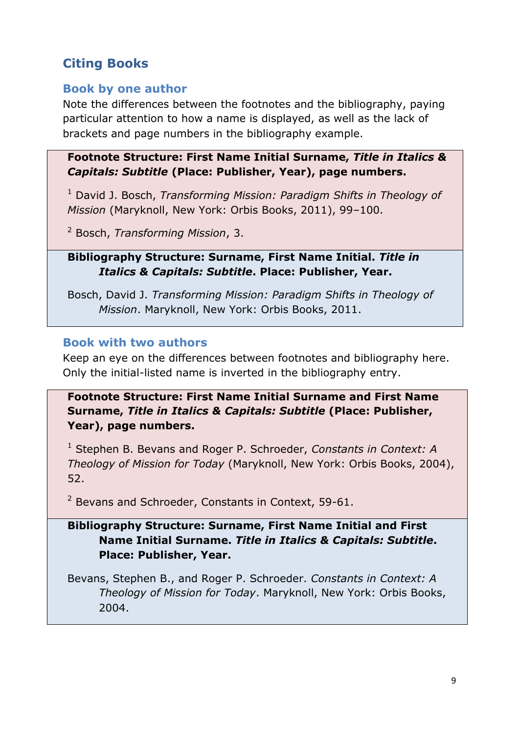## Citing Books

### Book by one author

Note the differences between the footnotes and the bibliography, paying particular attention to how a name is displayed, as well as the lack of brackets and page numbers in the bibliography example.

**Footnote Structure: First Name Initial Surname, *Title in Italics & Capitals: Subtitle* (Place: Publisher, Year), page numbers.**

[1] David J. Bosch, *Transforming Mission: Paradigm Shifts in Theology of Mission* (Maryknoll, New York: Orbis Books, 2011), 99–100.

[2] Bosch, *Transforming Mission*, 3.

**Bibliography Structure: Surname, First Name Initial. *Title in Italics & Capitals: Subtitle*. Place: Publisher, Year.**

Bosch, David J. *Transforming Mission: Paradigm Shifts in Theology of Mission*. Maryknoll, New York: Orbis Books, 2011.

### Book with two authors

Keep an eye on the differences between footnotes and bibliography here. Only the initial-listed name is inverted in the bibliography entry.

**Footnote Structure: First Name Initial Surname and First Name Surname, *Title in Italics & Capitals: Subtitle* (Place: Publisher, Year), page numbers.**

[1] Stephen B. Bevans and Roger P. Schroeder, *Constants in Context: A Theology of Mission for Today* (Maryknoll, New York: Orbis Books, 2004), 52.

[2] Bevans and Schroeder, Constants in Context, 59-61.

**Bibliography Structure: Surname, First Name Initial and First Name Initial Surname. *Title in Italics & Capitals: Subtitle*. Place: Publisher, Year.**

Bevans, Stephen B., and Roger P. Schroeder. *Constants in Context: A Theology of Mission for Today*. Maryknoll, New York: Orbis Books, 2004.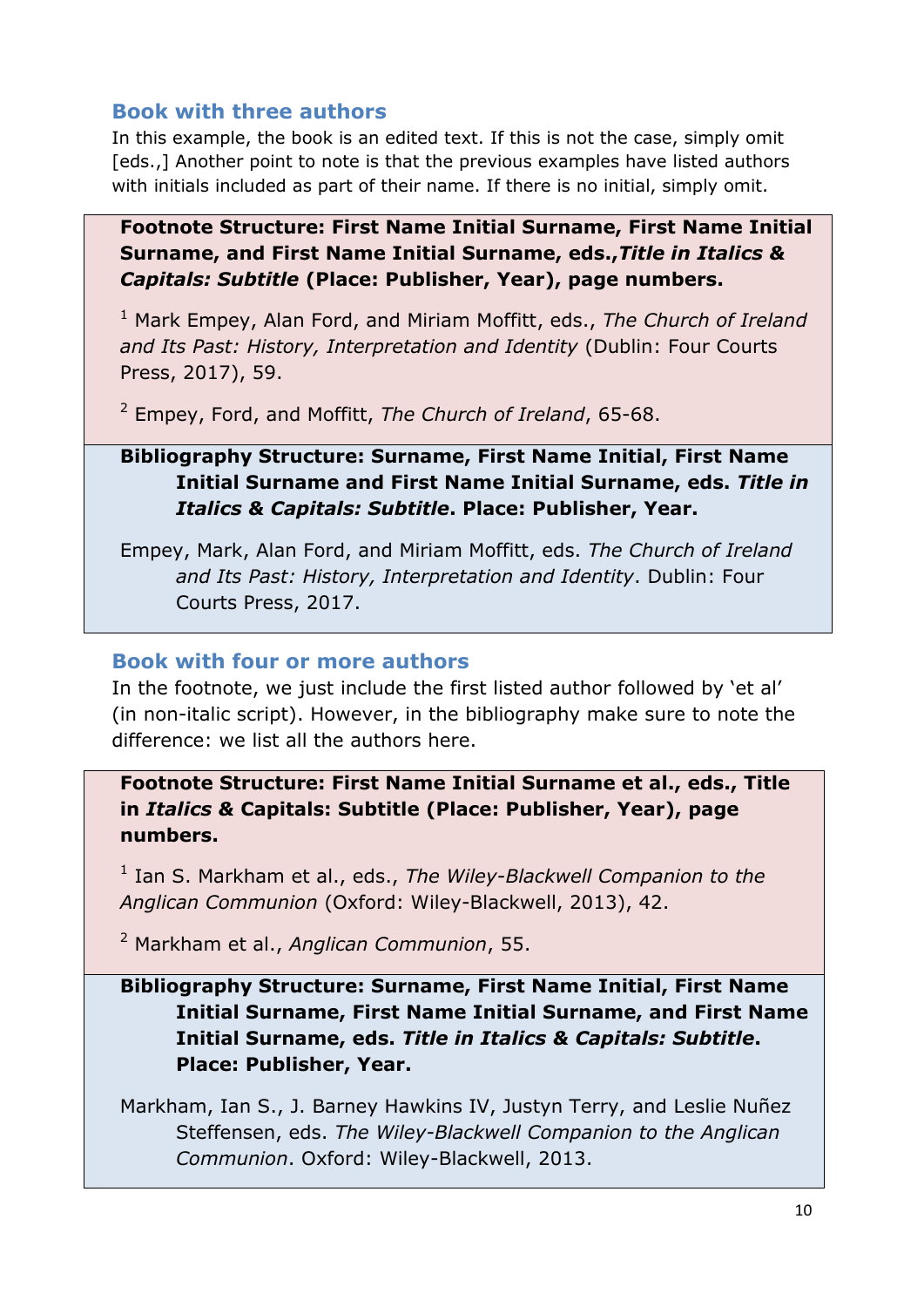### Book with three authors

In this example, the book is an edited text. If this is not the case, simply omit [eds.,] Another point to note is that the previous examples have listed authors with initials included as part of their name. If there is no initial, simply omit.

**Footnote Structure: First Name Initial Surname, First Name Initial Surname, and First Name Initial Surname, eds.,*Title in Italics & Capitals: Subtitle* (Place: Publisher, Year), page numbers.**

[1] Mark Empey, Alan Ford, and Miriam Moffitt, eds., *The Church of Ireland and Its Past: History, Interpretation and Identity* (Dublin: Four Courts Press, 2017), 59.

[2] Empey, Ford, and Moffitt, *The Church of Ireland*, 65-68.

**Bibliography Structure: Surname, First Name Initial, First Name Initial Surname and First Name Initial Surname, eds. *Title in Italics & Capitals: Subtitle*. Place: Publisher, Year.**

Empey, Mark, Alan Ford, and Miriam Moffitt, eds. *The Church of Ireland and Its Past: History, Interpretation and Identity*. Dublin: Four Courts Press, 2017.

### Book with four or more authors

In the footnote, we just include the first listed author followed by 'et al' (in non-italic script). However, in the bibliography make sure to note the difference: we list all the authors here.

**Footnote Structure: First Name Initial Surname et al., eds., Title in *Italics* & Capitals: Subtitle (Place: Publisher, Year), page numbers.**

[1] Ian S. Markham et al., eds., *The Wiley-Blackwell Companion to the Anglican Communion* (Oxford: Wiley-Blackwell, 2013), 42.

[2] Markham et al., *Anglican Communion*, 55.

**Bibliography Structure: Surname, First Name Initial, First Name Initial Surname, First Name Initial Surname, and First Name Initial Surname, eds. *Title in Italics & Capitals: Subtitle*. Place: Publisher, Year.**

Markham, Ian S., J. Barney Hawkins IV, Justyn Terry, and Leslie Nuñez Steffensen, eds. *The Wiley-Blackwell Companion to the Anglican Communion*. Oxford: Wiley-Blackwell, 2013.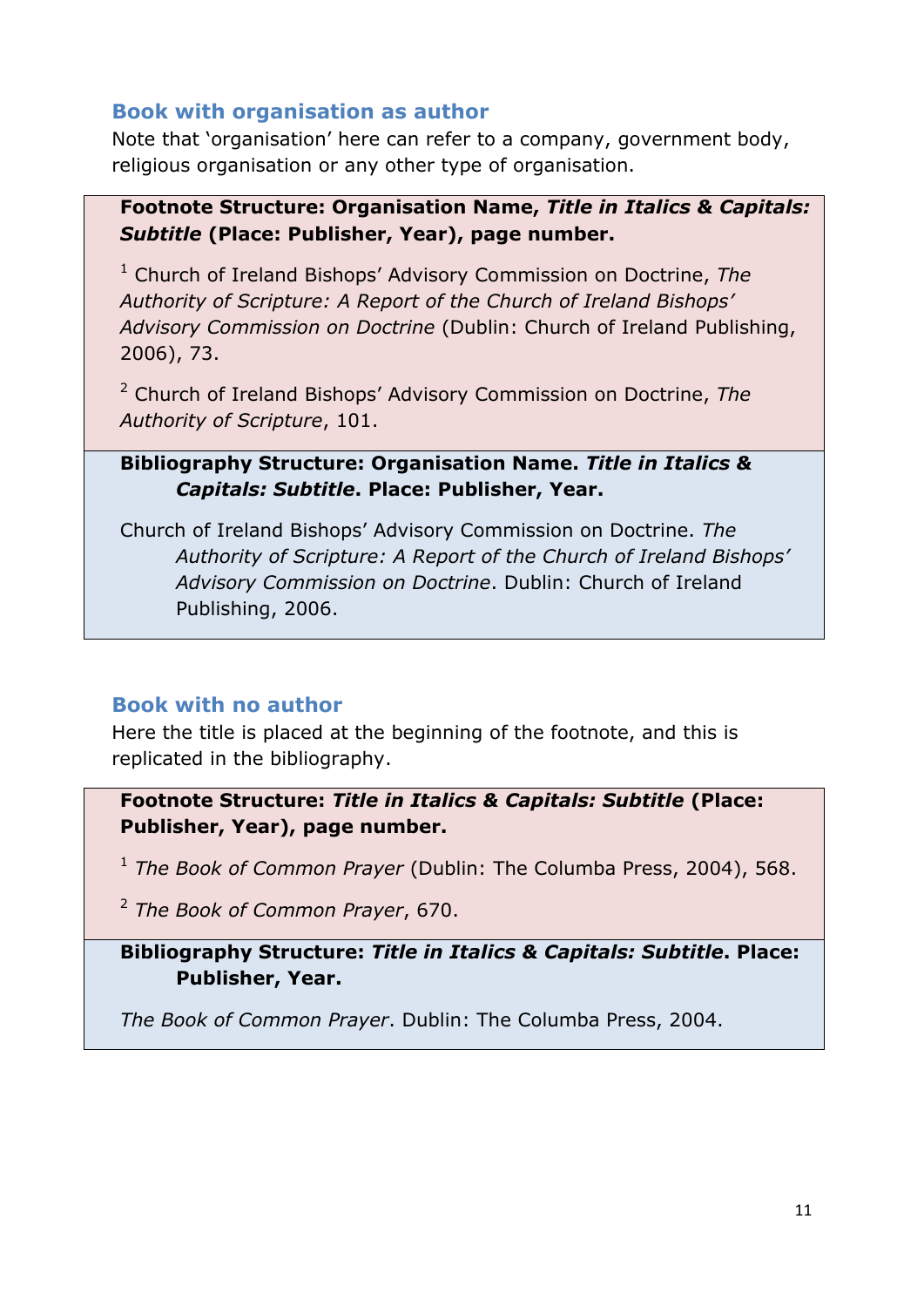### Book with organisation as author

Note that 'organisation' here can refer to a company, government body, religious organisation or any other type of organisation.

**Footnote Structure: Organisation Name, *Title in Italics & Capitals: Subtitle* (Place: Publisher, Year), page number.**

[1] Church of Ireland Bishops' Advisory Commission on Doctrine, *The Authority of Scripture: A Report of the Church of Ireland Bishops' Advisory Commission on Doctrine* (Dublin: Church of Ireland Publishing, 2006), 73.

[2] Church of Ireland Bishops' Advisory Commission on Doctrine, *The Authority of Scripture*, 101.

**Bibliography Structure: Organisation Name. *Title in Italics & Capitals: Subtitle*. Place: Publisher, Year.**

Church of Ireland Bishops' Advisory Commission on Doctrine. *The Authority of Scripture: A Report of the Church of Ireland Bishops' Advisory Commission on Doctrine*. Dublin: Church of Ireland Publishing, 2006.

### Book with no author

Here the title is placed at the beginning of the footnote, and this is replicated in the bibliography.

**Footnote Structure: *Title in Italics & Capitals: Subtitle* (Place: Publisher, Year), page number.**

[1] *The Book of Common Prayer* (Dublin: The Columba Press, 2004), 568.

[2] *The Book of Common Prayer*, 670.

**Bibliography Structure: *Title in Italics & Capitals: Subtitle*. Place: Publisher, Year.**

*The Book of Common Prayer*. Dublin: The Columba Press, 2004.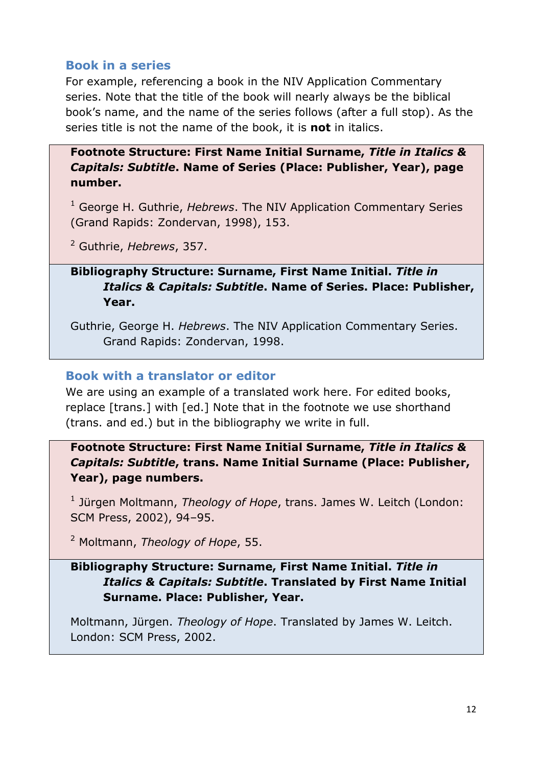### Book in a series

For example, referencing a book in the NIV Application Commentary series. Note that the title of the book will nearly always be the biblical book's name, and the name of the series follows (after a full stop). As the series title is not the name of the book, it is **not** in italics.

**Footnote Structure: First Name Initial Surname, *Title in Italics & Capitals: Subtitle*. Name of Series (Place: Publisher, Year), page number.**

[1] George H. Guthrie, *Hebrews*. The NIV Application Commentary Series (Grand Rapids: Zondervan, 1998), 153.

[2] Guthrie, *Hebrews*, 357.

**Bibliography Structure: Surname, First Name Initial. *Title in Italics & Capitals: Subtitle*. Name of Series. Place: Publisher, Year.**

Guthrie, George H. *Hebrews*. The NIV Application Commentary Series. Grand Rapids: Zondervan, 1998.

### Book with a translator or editor

We are using an example of a translated work here. For edited books, replace [trans.] with [ed.] Note that in the footnote we use shorthand (trans. and ed.) but in the bibliography we write in full.

**Footnote Structure: First Name Initial Surname, *Title in Italics & Capitals: Subtitle*, trans. Name Initial Surname (Place: Publisher, Year), page numbers.**

[1] Jürgen Moltmann, *Theology of Hope*, trans. James W. Leitch (London: SCM Press, 2002), 94–95.

[2] Moltmann, *Theology of Hope*, 55.

**Bibliography Structure: Surname, First Name Initial. *Title in Italics & Capitals: Subtitle*. Translated by First Name Initial Surname. Place: Publisher, Year.**

Moltmann, Jürgen. *Theology of Hope*. Translated by James W. Leitch. London: SCM Press, 2002.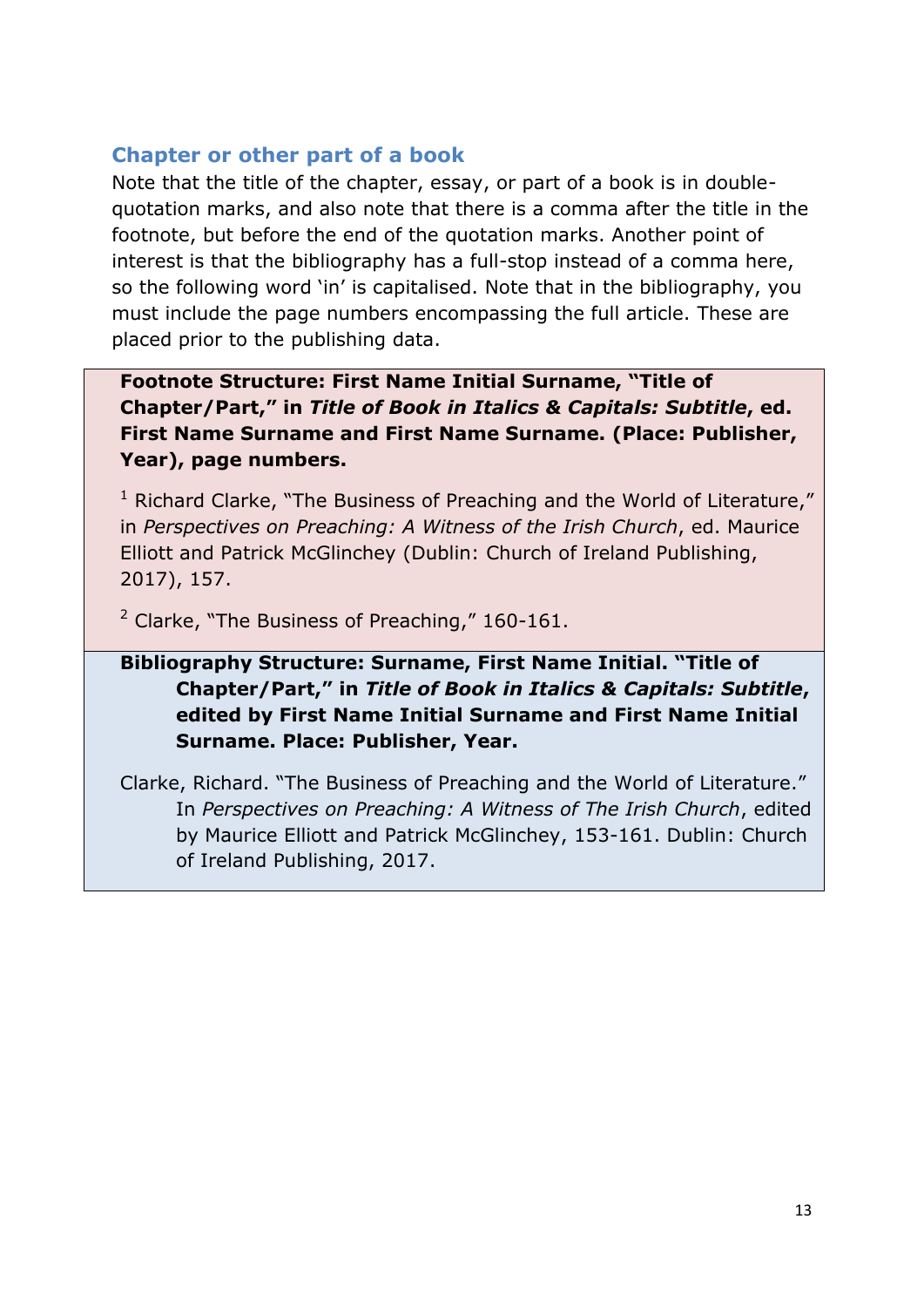### Chapter or other part of a book

Note that the title of the chapter, essay, or part of a book is in double-quotation marks, and also note that there is a comma after the title in the footnote, but before the end of the quotation marks. Another point of interest is that the bibliography has a full-stop instead of a comma here, so the following word 'in' is capitalised. Note that in the bibliography, you must include the page numbers encompassing the full article. These are placed prior to the publishing data.

**Footnote Structure: First Name Initial Surname, "Title of Chapter/Part," in *Title of Book in Italics & Capitals: Subtitle*, ed. First Name Surname and First Name Surname. (Place: Publisher, Year), page numbers.**

[1] Richard Clarke, "The Business of Preaching and the World of Literature," in *Perspectives on Preaching: A Witness of the Irish Church*, ed. Maurice Elliott and Patrick McGlinchey (Dublin: Church of Ireland Publishing, 2017), 157.

[2] Clarke, "The Business of Preaching," 160-161.

**Bibliography Structure: Surname, First Name Initial. "Title of Chapter/Part," in *Title of Book in Italics & Capitals: Subtitle*, edited by First Name Initial Surname and First Name Initial Surname. Place: Publisher, Year.**

Clarke, Richard. "The Business of Preaching and the World of Literature." In *Perspectives on Preaching: A Witness of The Irish Church*, edited by Maurice Elliott and Patrick McGlinchey, 153-161. Dublin: Church of Ireland Publishing, 2017.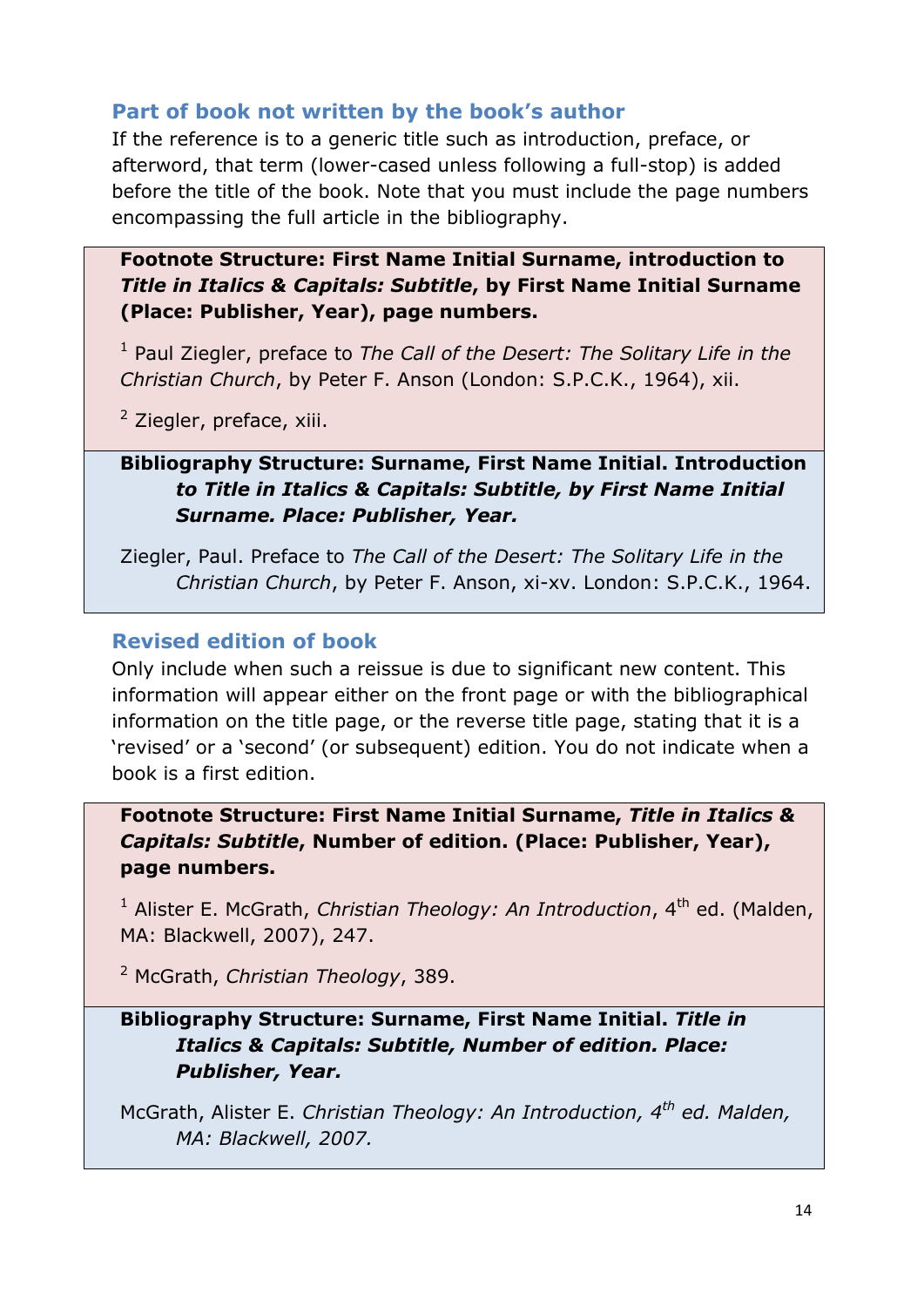## Part of book not written by the book's author

If the reference is to a generic title such as introduction, preface, or afterword, that term (lower-cased unless following a full-stop) is added before the title of the book. Note that you must include the page numbers encompassing the full article in the bibliography.

**Footnote Structure: First Name Initial Surname, introduction to *Title in Italics & Capitals: Subtitle*, by First Name Initial Surname (Place: Publisher, Year), page numbers.**

[1] Paul Ziegler, preface to *The Call of the Desert: The Solitary Life in the Christian Church*, by Peter F. Anson (London: S.P.C.K., 1964), xii.

[2] Ziegler, preface, xiii.

**Bibliography Structure: Surname, First Name Initial. Introduction *to Title in Italics & Capitals: Subtitle, by First Name Initial Surname. Place: Publisher, Year.***

Ziegler, Paul. Preface to *The Call of the Desert: The Solitary Life in the Christian Church*, by Peter F. Anson, xi-xv. London: S.P.C.K., 1964.

## Revised edition of book

Only include when such a reissue is due to significant new content. This information will appear either on the front page or with the bibliographical information on the title page, or the reverse title page, stating that it is a 'revised' or a 'second' (or subsequent) edition. You do not indicate when a book is a first edition.

**Footnote Structure: First Name Initial Surname, *Title in Italics & Capitals: Subtitle*, Number of edition. (Place: Publisher, Year), page numbers.**

[1] Alister E. McGrath, *Christian Theology: An Introduction*, 4th ed. (Malden, MA: Blackwell, 2007), 247.

[2] McGrath, *Christian Theology*, 389.

**Bibliography Structure: Surname, First Name Initial. *Title in Italics & Capitals: Subtitle, Number of edition. Place: Publisher, Year.***

McGrath, Alister E. *Christian Theology: An Introduction, 4th ed. Malden, MA: Blackwell, 2007.*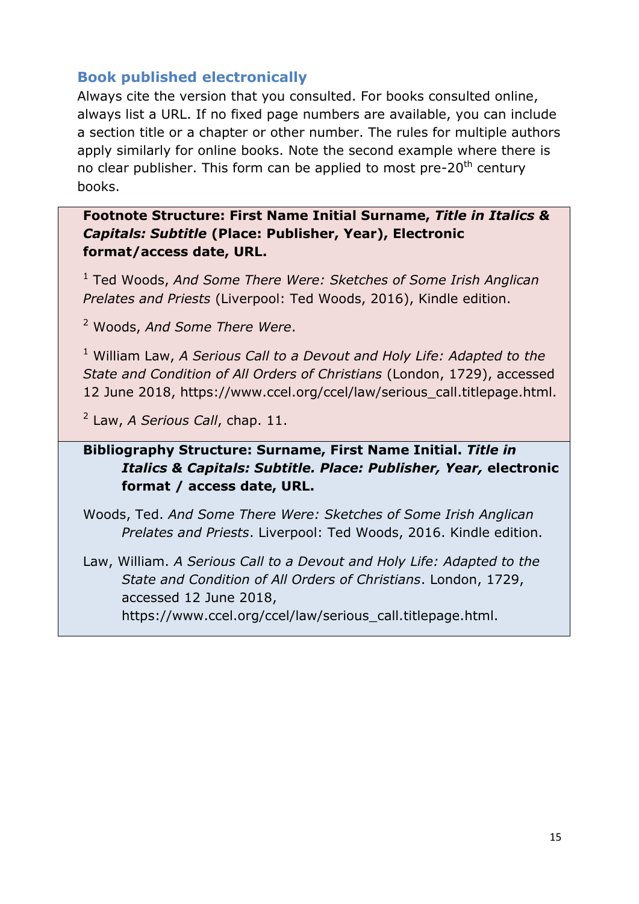### Book published electronically

Always cite the version that you consulted. For books consulted online, always list a URL. If no fixed page numbers are available, you can include a section title or a chapter or other number. The rules for multiple authors apply similarly for online books. Note the second example where there is no clear publisher. This form can be applied to most pre-20$^{th}$ century books.

**Footnote Structure: First Name Initial Surname, *Title in Italics & Capitals: Subtitle* (Place: Publisher, Year), Electronic format/access date, URL.**

[1] Ted Woods, *And Some There Were: Sketches of Some Irish Anglican Prelates and Priests* (Liverpool: Ted Woods, 2016), Kindle edition.

[2] Woods, *And Some There Were*.

[1] William Law, *A Serious Call to a Devout and Holy Life: Adapted to the State and Condition of All Orders of Christians* (London, 1729), accessed 12 June 2018, https://www.ccel.org/ccel/law/serious_call.titlepage.html.

[2] Law, *A Serious Call*, chap. 11.

**Bibliography Structure: Surname, First Name Initial. *Title in Italics & Capitals: Subtitle. Place: Publisher, Year,* electronic format / access date, URL.**

Woods, Ted. *And Some There Were: Sketches of Some Irish Anglican Prelates and Priests*. Liverpool: Ted Woods, 2016. Kindle edition.

Law, William. *A Serious Call to a Devout and Holy Life: Adapted to the State and Condition of All Orders of Christians*. London, 1729, accessed 12 June 2018, https://www.ccel.org/ccel/law/serious_call.titlepage.html.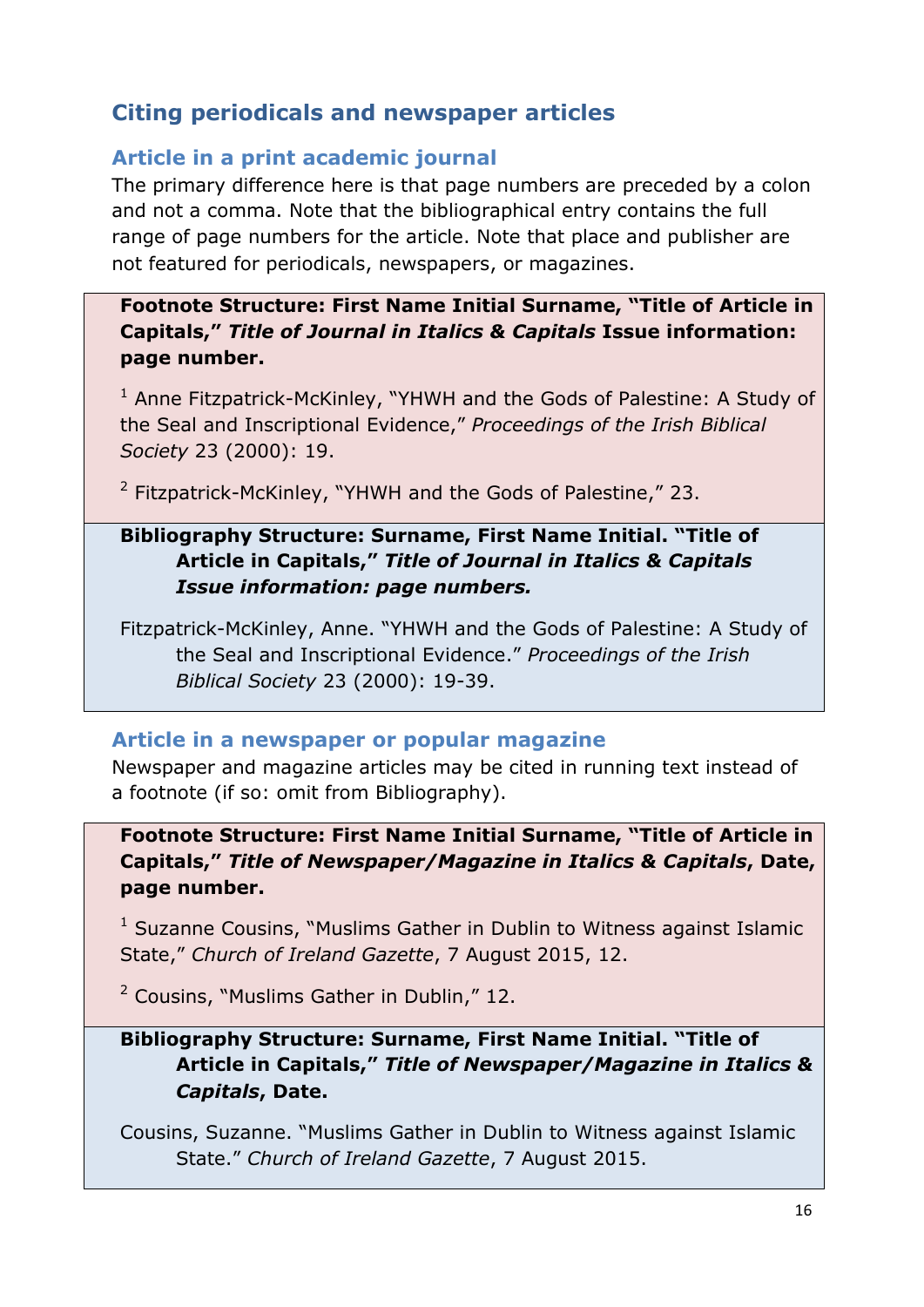## Citing periodicals and newspaper articles

### Article in a print academic journal

The primary difference here is that page numbers are preceded by a colon and not a comma. Note that the bibliographical entry contains the full range of page numbers for the article. Note that place and publisher are not featured for periodicals, newspapers, or magazines.

**Footnote Structure: First Name Initial Surname, "Title of Article in Capitals," *Title of Journal in Italics & Capitals* Issue information: page number.**

[1] Anne Fitzpatrick-McKinley, "YHWH and the Gods of Palestine: A Study of the Seal and Inscriptional Evidence," *Proceedings of the Irish Biblical Society* 23 (2000): 19.

[2] Fitzpatrick-McKinley, "YHWH and the Gods of Palestine," 23.

**Bibliography Structure: Surname, First Name Initial. "Title of Article in Capitals," *Title of Journal in Italics & Capitals Issue information: page numbers.***

Fitzpatrick-McKinley, Anne. "YHWH and the Gods of Palestine: A Study of the Seal and Inscriptional Evidence." *Proceedings of the Irish Biblical Society* 23 (2000): 19-39.

### Article in a newspaper or popular magazine

Newspaper and magazine articles may be cited in running text instead of a footnote (if so: omit from Bibliography).

**Footnote Structure: First Name Initial Surname, "Title of Article in Capitals," *Title of Newspaper/Magazine in Italics & Capitals*, Date, page number.**

[1] Suzanne Cousins, "Muslims Gather in Dublin to Witness against Islamic State," *Church of Ireland Gazette*, 7 August 2015, 12.

[2] Cousins, "Muslims Gather in Dublin," 12.

**Bibliography Structure: Surname, First Name Initial. "Title of Article in Capitals," *Title of Newspaper/Magazine in Italics & Capitals*, Date.**

Cousins, Suzanne. "Muslims Gather in Dublin to Witness against Islamic State." *Church of Ireland Gazette*, 7 August 2015.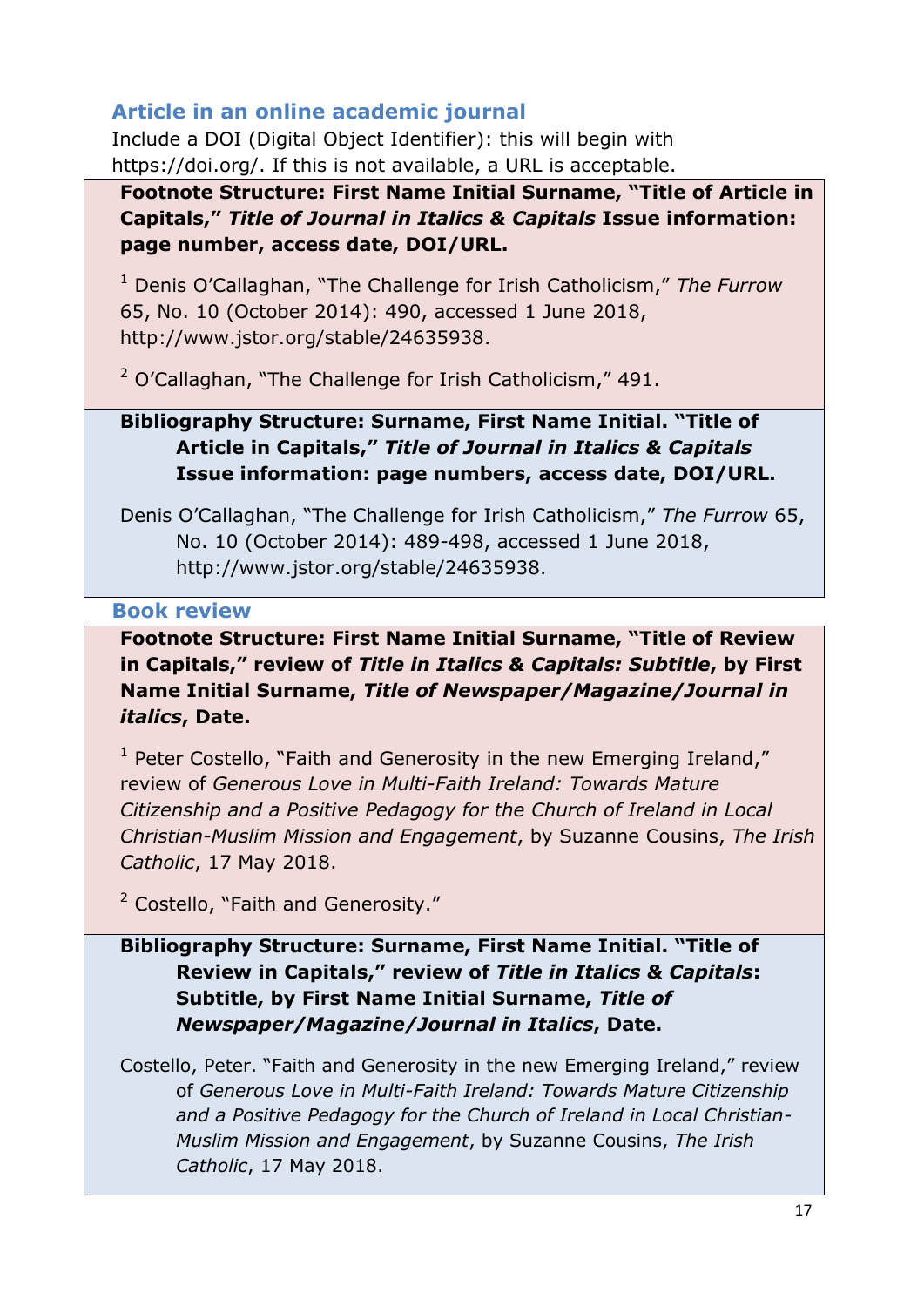## Article in an online academic journal

Include a DOI (Digital Object Identifier): this will begin with https://doi.org/. If this is not available, a URL is acceptable.

**Footnote Structure: First Name Initial Surname, "Title of Article in Capitals,"** ***Title of Journal in Italics & Capitals*** **Issue information: page number, access date, DOI/URL.**

[1] Denis O'Callaghan, "The Challenge for Irish Catholicism," *The Furrow* 65, No. 10 (October 2014): 490, accessed 1 June 2018, http://www.jstor.org/stable/24635938.

[2] O'Callaghan, "The Challenge for Irish Catholicism," 491.

**Bibliography Structure: Surname, First Name Initial. "Title of Article in Capitals,"** ***Title of Journal in Italics & Capitals*** **Issue information: page numbers, access date, DOI/URL.**

Denis O'Callaghan, "The Challenge for Irish Catholicism," *The Furrow* 65, No. 10 (October 2014): 489-498, accessed 1 June 2018, http://www.jstor.org/stable/24635938.

## Book review

**Footnote Structure: First Name Initial Surname, "Title of Review in Capitals," review of** ***Title in Italics & Capitals: Subtitle*****, by First Name Initial Surname,** ***Title of Newspaper/Magazine/Journal in italics*****, Date.**

[1] Peter Costello, "Faith and Generosity in the new Emerging Ireland," review of *Generous Love in Multi-Faith Ireland: Towards Mature Citizenship and a Positive Pedagogy for the Church of Ireland in Local Christian-Muslim Mission and Engagement*, by Suzanne Cousins, *The Irish Catholic*, 17 May 2018.

[2] Costello, "Faith and Generosity."

**Bibliography Structure: Surname, First Name Initial. "Title of Review in Capitals," review of** ***Title in Italics & Capitals*****: Subtitle, by First Name Initial Surname,** ***Title of Newspaper/Magazine/Journal in Italics*****, Date.**

Costello, Peter. "Faith and Generosity in the new Emerging Ireland," review of *Generous Love in Multi-Faith Ireland: Towards Mature Citizenship and a Positive Pedagogy for the Church of Ireland in Local Christian-Muslim Mission and Engagement*, by Suzanne Cousins, *The Irish Catholic*, 17 May 2018.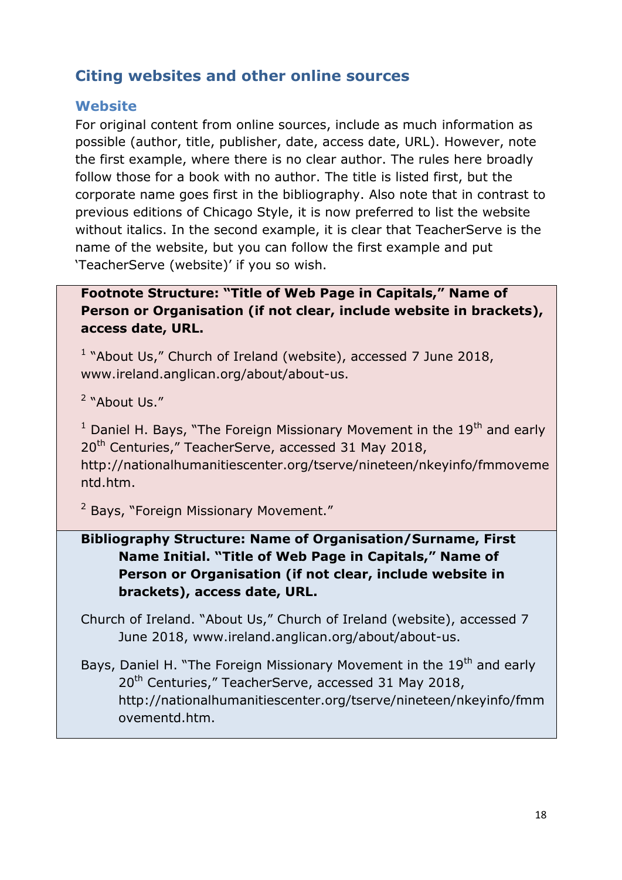## Citing websites and other online sources

### Website

For original content from online sources, include as much information as possible (author, title, publisher, date, access date, URL). However, note the first example, where there is no clear author. The rules here broadly follow those for a book with no author. The title is listed first, but the corporate name goes first in the bibliography. Also note that in contrast to previous editions of Chicago Style, it is now preferred to list the website without italics. In the second example, it is clear that TeacherServe is the name of the website, but you can follow the first example and put 'TeacherServe (website)' if you so wish.

**Footnote Structure: "Title of Web Page in Capitals," Name of Person or Organisation (if not clear, include website in brackets), access date, URL.**

[1] "About Us," Church of Ireland (website), accessed 7 June 2018, www.ireland.anglican.org/about/about-us.

[2] "About Us."

[1] Daniel H. Bays, "The Foreign Missionary Movement in the 19th and early 20th Centuries," TeacherServe, accessed 31 May 2018, http://nationalhumanitiescenter.org/tserve/nineteen/nkeyinfo/fmmovementd.htm.

[2] Bays, "Foreign Missionary Movement."

**Bibliography Structure: Name of Organisation/Surname, First Name Initial. "Title of Web Page in Capitals," Name of Person or Organisation (if not clear, include website in brackets), access date, URL.**

Church of Ireland. "About Us," Church of Ireland (website), accessed 7 June 2018, www.ireland.anglican.org/about/about-us.

Bays, Daniel H. "The Foreign Missionary Movement in the 19th and early 20th Centuries," TeacherServe, accessed 31 May 2018, http://nationalhumanitiescenter.org/tserve/nineteen/nkeyinfo/fmmovementd.htm.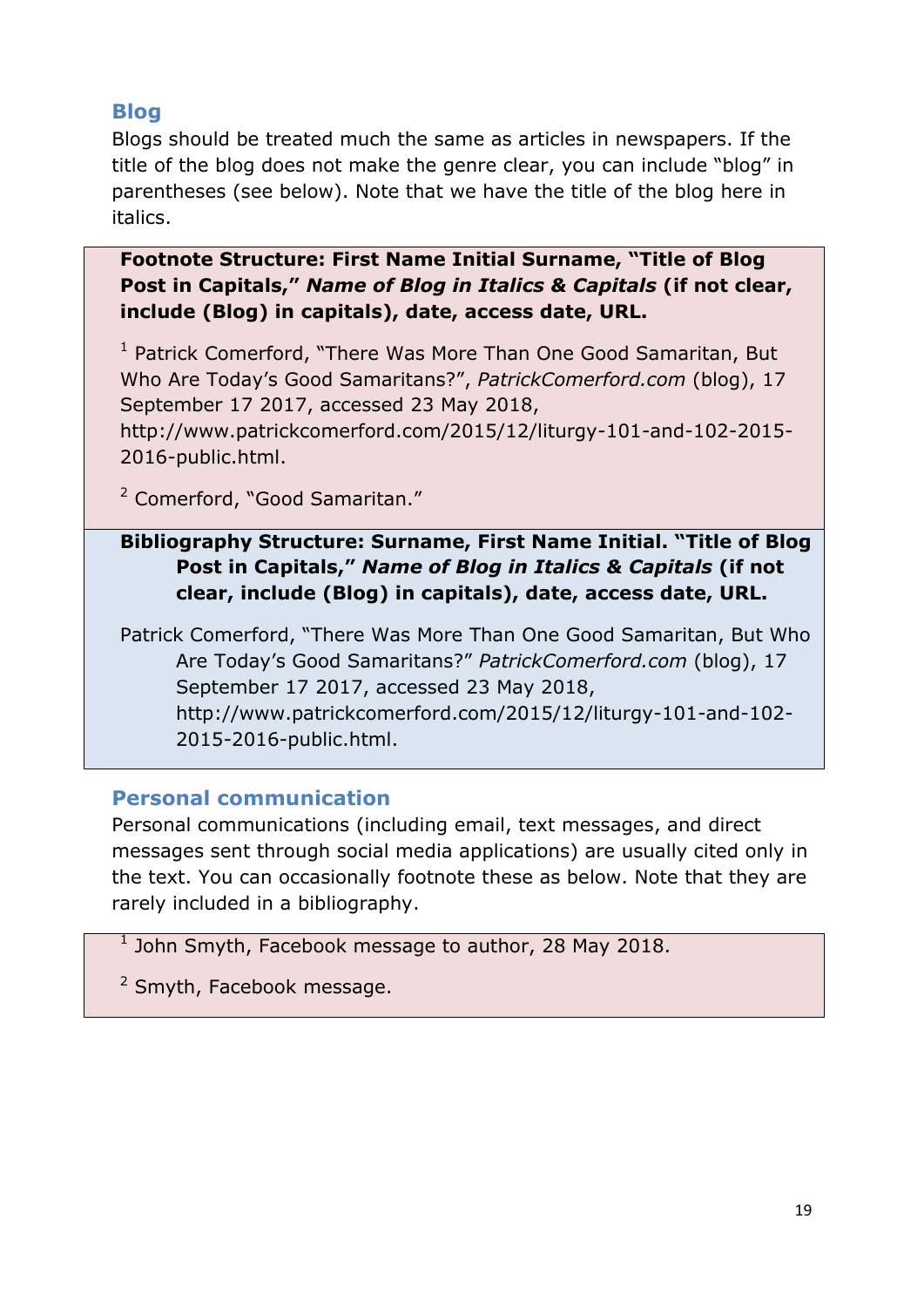## Blog

Blogs should be treated much the same as articles in newspapers. If the title of the blog does not make the genre clear, you can include "blog" in parentheses (see below). Note that we have the title of the blog here in italics.

**Footnote Structure: First Name Initial Surname, "Title of Blog Post in Capitals,"** ***Name of Blog in Italics & Capitals*** **(if not clear, include (Blog) in capitals), date, access date, URL.**

[1] Patrick Comerford, "There Was More Than One Good Samaritan, But Who Are Today's Good Samaritans?", *PatrickComerford.com* (blog), 17 September 17 2017, accessed 23 May 2018, http://www.patrickcomerford.com/2015/12/liturgy-101-and-102-2015-2016-public.html.

[2] Comerford, "Good Samaritan."

**Bibliography Structure: Surname, First Name Initial. "Title of Blog Post in Capitals,"** ***Name of Blog in Italics & Capitals*** **(if not clear, include (Blog) in capitals), date, access date, URL.**

Patrick Comerford, "There Was More Than One Good Samaritan, But Who Are Today's Good Samaritans?" *PatrickComerford.com* (blog), 17 September 17 2017, accessed 23 May 2018, http://www.patrickcomerford.com/2015/12/liturgy-101-and-102-2015-2016-public.html.

## Personal communication

Personal communications (including email, text messages, and direct messages sent through social media applications) are usually cited only in the text. You can occasionally footnote these as below. Note that they are rarely included in a bibliography.

[1] John Smyth, Facebook message to author, 28 May 2018.

[2] Smyth, Facebook message.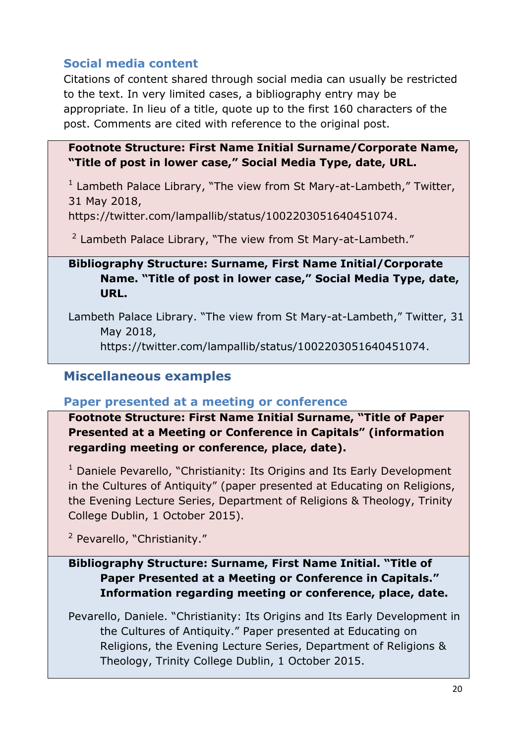### Social media content

Citations of content shared through social media can usually be restricted to the text. In very limited cases, a bibliography entry may be appropriate. In lieu of a title, quote up to the first 160 characters of the post. Comments are cited with reference to the original post.

**Footnote Structure: First Name Initial Surname/Corporate Name, "Title of post in lower case," Social Media Type, date, URL.**

[1] Lambeth Palace Library, "The view from St Mary-at-Lambeth," Twitter, 31 May 2018, https://twitter.com/lampallib/status/1002203051640451074.

[2] Lambeth Palace Library, "The view from St Mary-at-Lambeth."

**Bibliography Structure: Surname, First Name Initial/Corporate Name. "Title of post in lower case," Social Media Type, date, URL.**

Lambeth Palace Library. "The view from St Mary-at-Lambeth," Twitter, 31 May 2018, https://twitter.com/lampallib/status/1002203051640451074.

## Miscellaneous examples

### Paper presented at a meeting or conference

**Footnote Structure: First Name Initial Surname, "Title of Paper Presented at a Meeting or Conference in Capitals" (information regarding meeting or conference, place, date).**

[1] Daniele Pevarello, "Christianity: Its Origins and Its Early Development in the Cultures of Antiquity" (paper presented at Educating on Religions, the Evening Lecture Series, Department of Religions & Theology, Trinity College Dublin, 1 October 2015).

[2] Pevarello, "Christianity."

**Bibliography Structure: Surname, First Name Initial. "Title of Paper Presented at a Meeting or Conference in Capitals." Information regarding meeting or conference, place, date.**

Pevarello, Daniele. "Christianity: Its Origins and Its Early Development in the Cultures of Antiquity." Paper presented at Educating on Religions, the Evening Lecture Series, Department of Religions & Theology, Trinity College Dublin, 1 October 2015.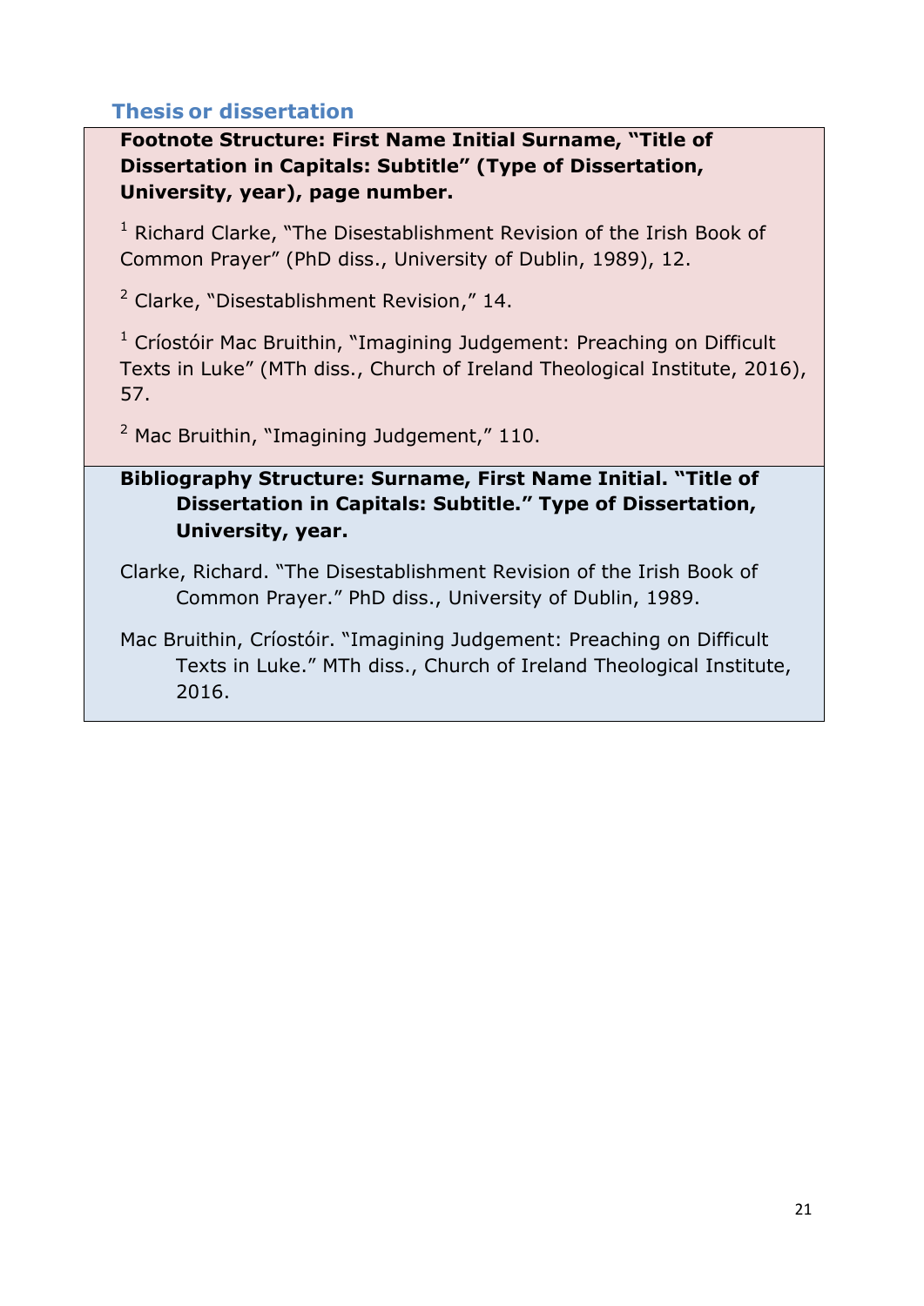### Thesis or dissertation

**Footnote Structure: First Name Initial Surname, "Title of Dissertation in Capitals: Subtitle" (Type of Dissertation, University, year), page number.**

[1] Richard Clarke, "The Disestablishment Revision of the Irish Book of Common Prayer" (PhD diss., University of Dublin, 1989), 12.

[2] Clarke, "Disestablishment Revision," 14.

[1] Críostóir Mac Bruithin, "Imagining Judgement: Preaching on Difficult Texts in Luke" (MTh diss., Church of Ireland Theological Institute, 2016), 57.

[2] Mac Bruithin, "Imagining Judgement," 110.

**Bibliography Structure: Surname, First Name Initial. "Title of Dissertation in Capitals: Subtitle." Type of Dissertation, University, year.**

Clarke, Richard. "The Disestablishment Revision of the Irish Book of Common Prayer." PhD diss., University of Dublin, 1989.

Mac Bruithin, Críostóir. "Imagining Judgement: Preaching on Difficult Texts in Luke." MTh diss., Church of Ireland Theological Institute, 2016.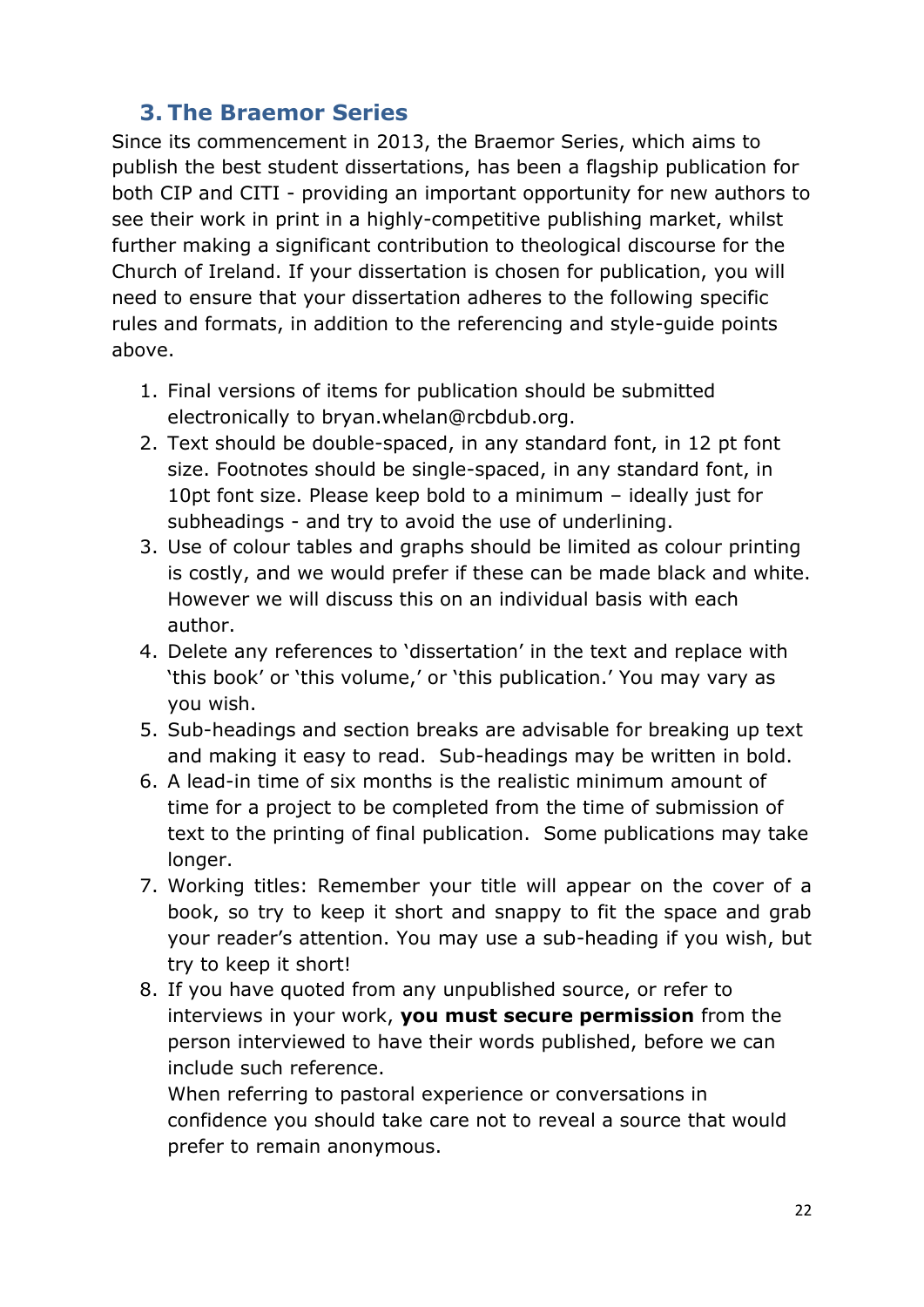## 3. The Braemor Series

Since its commencement in 2013, the Braemor Series, which aims to publish the best student dissertations, has been a flagship publication for both CIP and CITI - providing an important opportunity for new authors to see their work in print in a highly-competitive publishing market, whilst further making a significant contribution to theological discourse for the Church of Ireland. If your dissertation is chosen for publication, you will need to ensure that your dissertation adheres to the following specific rules and formats, in addition to the referencing and style-guide points above.

1. Final versions of items for publication should be submitted electronically to bryan.whelan@rcbdub.org.
2. Text should be double-spaced, in any standard font, in 12 pt font size. Footnotes should be single-spaced, in any standard font, in 10pt font size. Please keep bold to a minimum – ideally just for subheadings - and try to avoid the use of underlining.
3. Use of colour tables and graphs should be limited as colour printing is costly, and we would prefer if these can be made black and white. However we will discuss this on an individual basis with each author.
4. Delete any references to 'dissertation' in the text and replace with 'this book' or 'this volume,' or 'this publication.' You may vary as you wish.
5. Sub-headings and section breaks are advisable for breaking up text and making it easy to read. Sub-headings may be written in bold.
6. A lead-in time of six months is the realistic minimum amount of time for a project to be completed from the time of submission of text to the printing of final publication. Some publications may take longer.
7. Working titles: Remember your title will appear on the cover of a book, so try to keep it short and snappy to fit the space and grab your reader's attention. You may use a sub-heading if you wish, but try to keep it short!
8. If you have quoted from any unpublished source, or refer to interviews in your work, **you must secure permission** from the person interviewed to have their words published, before we can include such reference.
   When referring to pastoral experience or conversations in confidence you should take care not to reveal a source that would prefer to remain anonymous.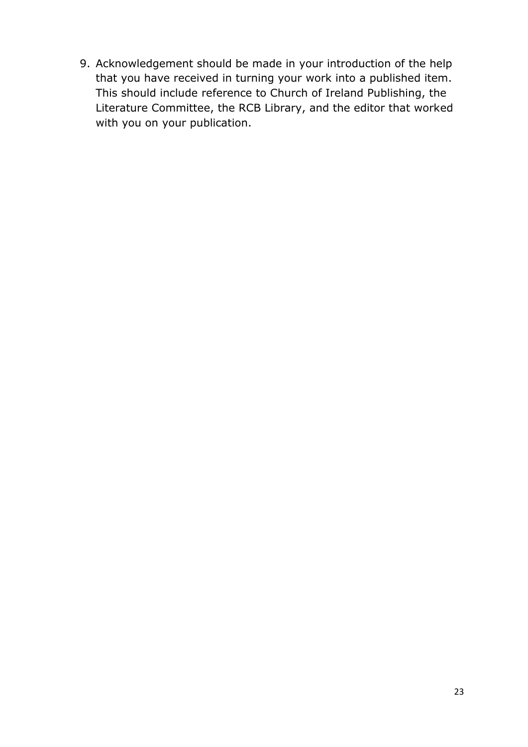9. Acknowledgement should be made in your introduction of the help that you have received in turning your work into a published item. This should include reference to Church of Ireland Publishing, the Literature Committee, the RCB Library, and the editor that worked with you on your publication.